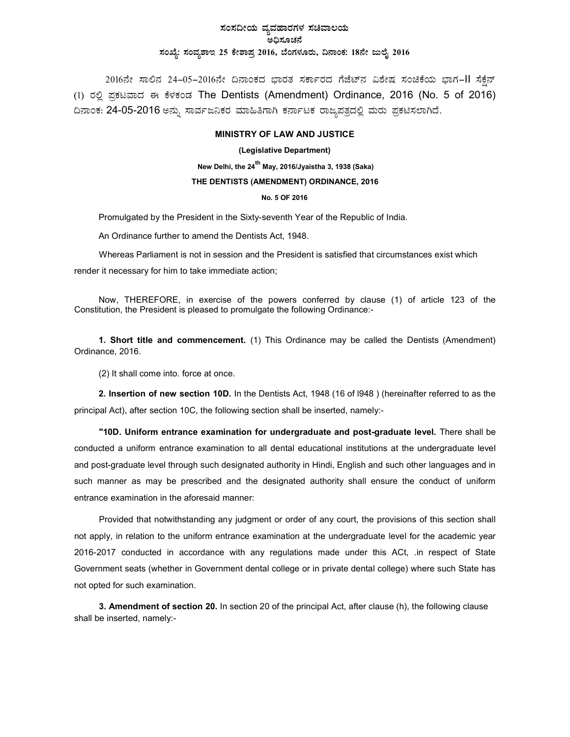**ಸಂಸದೀಯ ವ್ಯವಹಾರಗಳ ಸಚಿವಾಲಯ**
**ಅಧಿಸೂಚನೆ**
**ಸಂಖ್ಯೆ: ಸಂವ್ಯಶಾಇ 25 ಕೇಶಾಪ್ರ 2016, ಬೆಂಗಳೂರು, ದಿನಾಂಕ: 18ನೇ ಜುಲೈ 2016**

2016ನೇ ಸಾಲಿನ 24–05–2016ನೇ ದಿನಾಂಕದ ಭಾರತ ಸರ್ಕಾರದ ಗೆಜೆಟ್‌ನ ವಿಶೇಷ ಸಂಚಿಕೆಯ ಭಾಗ–II ಸೆಕ್ಷನ್ (1) ರಲ್ಲಿ ಪ್ರಕಟವಾದ ಈ ಕೆಳಕಂಡ The Dentists (Amendment) Ordinance, 2016 (No. 5 of 2016) ದಿನಾಂಕ: 24-05-2016 ಅನ್ನು ಸಾರ್ವಜನಿಕರ ಮಾಹಿತಿಗಾಗಿ ಕರ್ನಾಟಕ ರಾಜ್ಯಪತ್ರದಲ್ಲಿ ಮರು ಪ್ರಕಟಿಸಲಾಗಿದೆ.

**MINISTRY OF LAW AND JUSTICE**

**(Legislative Department)**

**New Delhi, the 24th May, 2016/Jyaistha 3, 1938 (Saka)**

**THE DENTISTS (AMENDMENT) ORDINANCE, 2016**

**No. 5 OF 2016**

Promulgated by the President in the Sixty-seventh Year of the Republic of India.

An Ordinance further to amend the Dentists Act, 1948.

Whereas Parliament is not in session and the President is satisfied that circumstances exist which render it necessary for him to take immediate action;

Now, THEREFORE, in exercise of the powers conferred by clause (1) of article 123 of the Constitution, the President is pleased to promulgate the following Ordinance:-

**1. Short title and commencement.** (1) This Ordinance may be called the Dentists (Amendment) Ordinance, 2016.

(2) It shall come into. force at once.

**2. Insertion of new section 10D.** In the Dentists Act, 1948 (16 of l948 ) (hereinafter referred to as the principal Act), after section 10C, the following section shall be inserted, namely:-

**"10D. Uniform entrance examination for undergraduate and post-graduate level.** There shall be conducted a uniform entrance examination to all dental educational institutions at the undergraduate level and post-graduate level through such designated authority in Hindi, English and such other languages and in such manner as may be prescribed and the designated authority shall ensure the conduct of uniform entrance examination in the aforesaid manner:

Provided that notwithstanding any judgment or order of any court, the provisions of this section shall not apply, in relation to the uniform entrance examination at the undergraduate level for the academic year 2016-2017 conducted in accordance with any regulations made under this ACt, .in respect of State Government seats (whether in Government dental college or in private dental college) where such State has not opted for such examination.

**3. Amendment of section 20.** In section 20 of the principal Act, after clause (h), the following clause shall be inserted, namely:-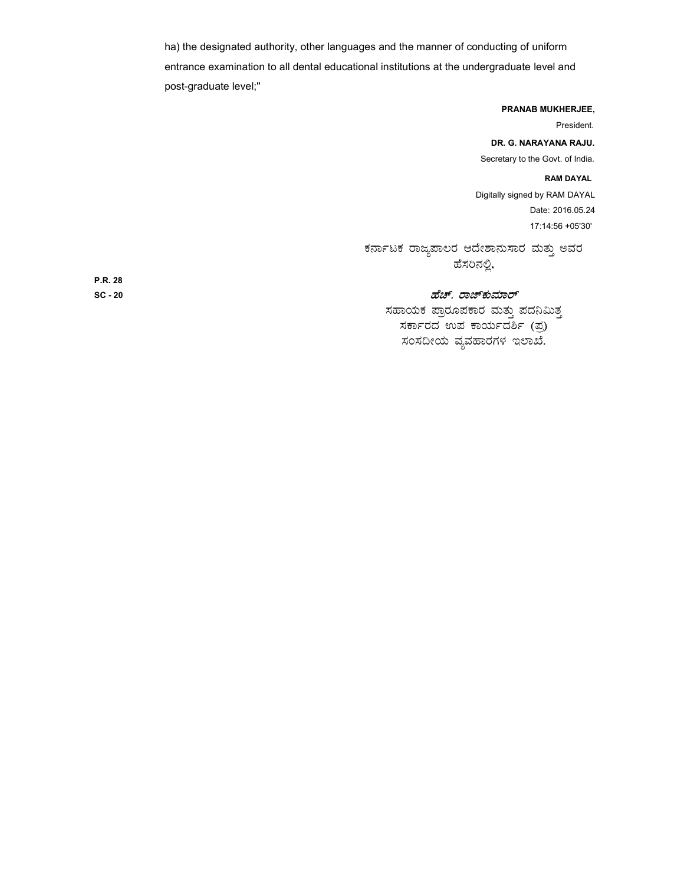ha) the designated authority, other languages and the manner of conducting of uniform entrance examination to all dental educational institutions at the undergraduate level and post-graduate level;"

**PRANAB MUKHERJEE,**
President.

**DR. G. NARAYANA RAJU.**
Secretary to the Govt. of India.

**RAM DAYAL**
Digitally signed by RAM DAYAL
Date: 2016.05.24
17:14:56 +05'30'

ಕರ್ನಾಟಕ ರಾಜ್ಯಪಾಲರ ಆದೇಶಾನುಸಾರ ಮತ್ತು ಅವರ ಹೆಸರಿನಲ್ಲಿ,

**P.R. 28**
**SC - 20**

***ಹೆಚ್. ರಾಜ್‌ಕುಮಾರ್***
ಸಹಾಯಕ ಪ್ರಾರೂಪಕಾರ ಮತ್ತು ಪದನಿಮಿತ್ತ
ಸರ್ಕಾರದ ಉಪ ಕಾರ್ಯದರ್ಶಿ (ಪ್ರ)
ಸಂಸದೀಯ ವ್ಯವಹಾರಗಳ ಇಲಾಖೆ.